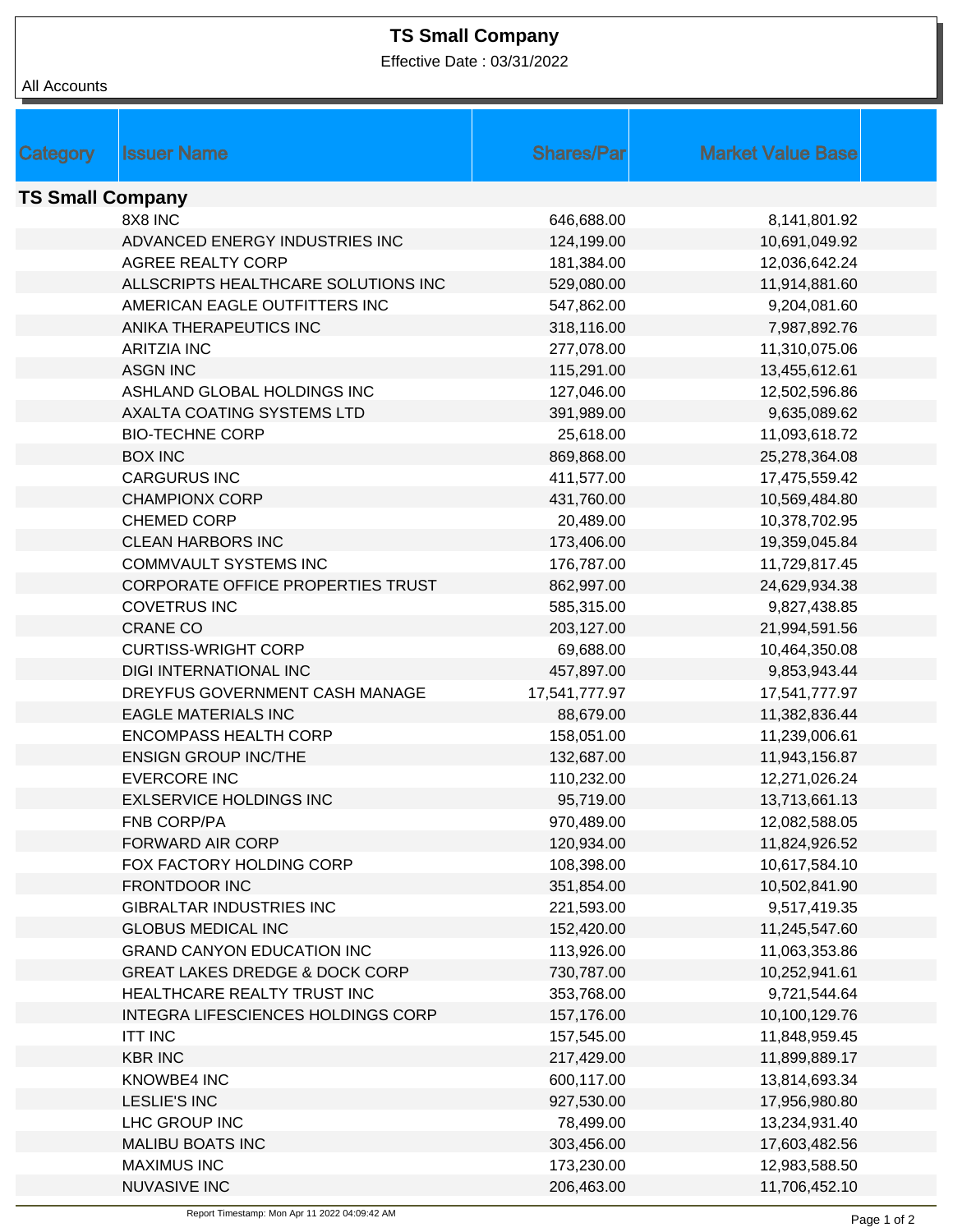# TS Small Company

Effective Date : 03/31/2022

All Accounts

| Category | Issuer Name | Shares/Par | Market Value Base |
|---|---|---|---|
| **TS Small Company** | | | |
| | 8X8 INC | 646,688.00 | 8,141,801.92 |
| | ADVANCED ENERGY INDUSTRIES INC | 124,199.00 | 10,691,049.92 |
| | AGREE REALTY CORP | 181,384.00 | 12,036,642.24 |
| | ALLSCRIPTS HEALTHCARE SOLUTIONS INC | 529,080.00 | 11,914,881.60 |
| | AMERICAN EAGLE OUTFITTERS INC | 547,862.00 | 9,204,081.60 |
| | ANIKA THERAPEUTICS INC | 318,116.00 | 7,987,892.76 |
| | ARITZIA INC | 277,078.00 | 11,310,075.06 |
| | ASGN INC | 115,291.00 | 13,455,612.61 |
| | ASHLAND GLOBAL HOLDINGS INC | 127,046.00 | 12,502,596.86 |
| | AXALTA COATING SYSTEMS LTD | 391,989.00 | 9,635,089.62 |
| | BIO-TECHNE CORP | 25,618.00 | 11,093,618.72 |
| | BOX INC | 869,868.00 | 25,278,364.08 |
| | CARGURUS INC | 411,577.00 | 17,475,559.42 |
| | CHAMPIONX CORP | 431,760.00 | 10,569,484.80 |
| | CHEMED CORP | 20,489.00 | 10,378,702.95 |
| | CLEAN HARBORS INC | 173,406.00 | 19,359,045.84 |
| | COMMVAULT SYSTEMS INC | 176,787.00 | 11,729,817.45 |
| | CORPORATE OFFICE PROPERTIES TRUST | 862,997.00 | 24,629,934.38 |
| | COVETRUS INC | 585,315.00 | 9,827,438.85 |
| | CRANE CO | 203,127.00 | 21,994,591.56 |
| | CURTISS-WRIGHT CORP | 69,688.00 | 10,464,350.08 |
| | DIGI INTERNATIONAL INC | 457,897.00 | 9,853,943.44 |
| | DREYFUS GOVERNMENT CASH MANAGE | 17,541,777.97 | 17,541,777.97 |
| | EAGLE MATERIALS INC | 88,679.00 | 11,382,836.44 |
| | ENCOMPASS HEALTH CORP | 158,051.00 | 11,239,006.61 |
| | ENSIGN GROUP INC/THE | 132,687.00 | 11,943,156.87 |
| | EVERCORE INC | 110,232.00 | 12,271,026.24 |
| | EXLSERVICE HOLDINGS INC | 95,719.00 | 13,713,661.13 |
| | FNB CORP/PA | 970,489.00 | 12,082,588.05 |
| | FORWARD AIR CORP | 120,934.00 | 11,824,926.52 |
| | FOX FACTORY HOLDING CORP | 108,398.00 | 10,617,584.10 |
| | FRONTDOOR INC | 351,854.00 | 10,502,841.90 |
| | GIBRALTAR INDUSTRIES INC | 221,593.00 | 9,517,419.35 |
| | GLOBUS MEDICAL INC | 152,420.00 | 11,245,547.60 |
| | GRAND CANYON EDUCATION INC | 113,926.00 | 11,063,353.86 |
| | GREAT LAKES DREDGE & DOCK CORP | 730,787.00 | 10,252,941.61 |
| | HEALTHCARE REALTY TRUST INC | 353,768.00 | 9,721,544.64 |
| | INTEGRA LIFESCIENCES HOLDINGS CORP | 157,176.00 | 10,100,129.76 |
| | ITT INC | 157,545.00 | 11,848,959.45 |
| | KBR INC | 217,429.00 | 11,899,889.17 |
| | KNOWBE4 INC | 600,117.00 | 13,814,693.34 |
| | LESLIE'S INC | 927,530.00 | 17,956,980.80 |
| | LHC GROUP INC | 78,499.00 | 13,234,931.40 |
| | MALIBU BOATS INC | 303,456.00 | 17,603,482.56 |
| | MAXIMUS INC | 173,230.00 | 12,983,588.50 |
| | NUVASIVE INC | 206,463.00 | 11,706,452.10 |

Report Timestamp: Mon Apr 11 2022 04:09:42 AM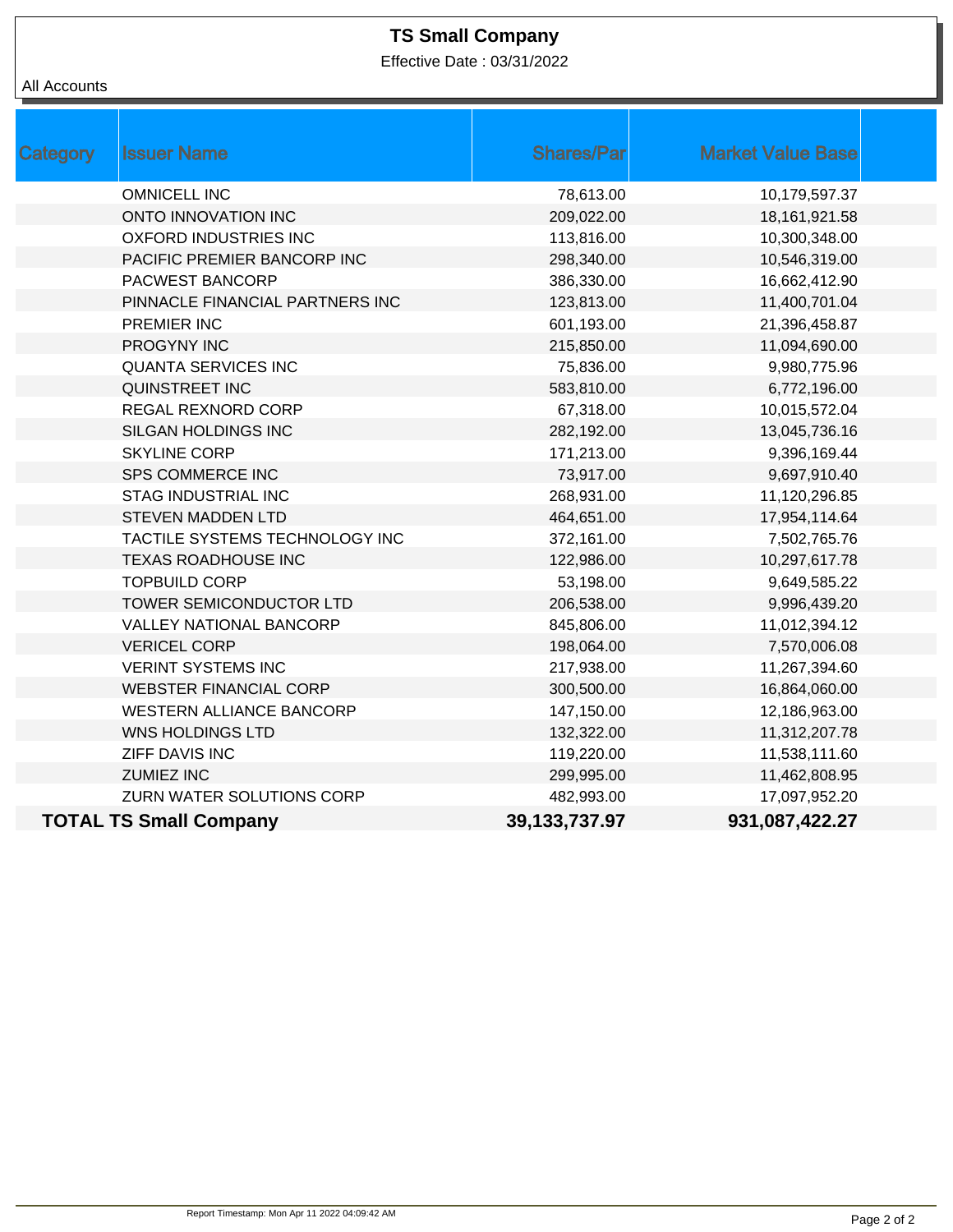# TS Small Company

Effective Date : 03/31/2022

All Accounts

| Category | Issuer Name | Shares/Par | Market Value Base |
|---|---|---|---|
| | OMNICELL INC | 78,613.00 | 10,179,597.37 |
| | ONTO INNOVATION INC | 209,022.00 | 18,161,921.58 |
| | OXFORD INDUSTRIES INC | 113,816.00 | 10,300,348.00 |
| | PACIFIC PREMIER BANCORP INC | 298,340.00 | 10,546,319.00 |
| | PACWEST BANCORP | 386,330.00 | 16,662,412.90 |
| | PINNACLE FINANCIAL PARTNERS INC | 123,813.00 | 11,400,701.04 |
| | PREMIER INC | 601,193.00 | 21,396,458.87 |
| | PROGYNY INC | 215,850.00 | 11,094,690.00 |
| | QUANTA SERVICES INC | 75,836.00 | 9,980,775.96 |
| | QUINSTREET INC | 583,810.00 | 6,772,196.00 |
| | REGAL REXNORD CORP | 67,318.00 | 10,015,572.04 |
| | SILGAN HOLDINGS INC | 282,192.00 | 13,045,736.16 |
| | SKYLINE CORP | 171,213.00 | 9,396,169.44 |
| | SPS COMMERCE INC | 73,917.00 | 9,697,910.40 |
| | STAG INDUSTRIAL INC | 268,931.00 | 11,120,296.85 |
| | STEVEN MADDEN LTD | 464,651.00 | 17,954,114.64 |
| | TACTILE SYSTEMS TECHNOLOGY INC | 372,161.00 | 7,502,765.76 |
| | TEXAS ROADHOUSE INC | 122,986.00 | 10,297,617.78 |
| | TOPBUILD CORP | 53,198.00 | 9,649,585.22 |
| | TOWER SEMICONDUCTOR LTD | 206,538.00 | 9,996,439.20 |
| | VALLEY NATIONAL BANCORP | 845,806.00 | 11,012,394.12 |
| | VERICEL CORP | 198,064.00 | 7,570,006.08 |
| | VERINT SYSTEMS INC | 217,938.00 | 11,267,394.60 |
| | WEBSTER FINANCIAL CORP | 300,500.00 | 16,864,060.00 |
| | WESTERN ALLIANCE BANCORP | 147,150.00 | 12,186,963.00 |
| | WNS HOLDINGS LTD | 132,322.00 | 11,312,207.78 |
| | ZIFF DAVIS INC | 119,220.00 | 11,538,111.60 |
| | ZUMIEZ INC | 299,995.00 | 11,462,808.95 |
| | ZURN WATER SOLUTIONS CORP | 482,993.00 | 17,097,952.20 |
| **TOTAL TS Small Company** | | **39,133,737.97** | **931,087,422.27** |

Report Timestamp: Mon Apr 11 2022 04:09:42 AM